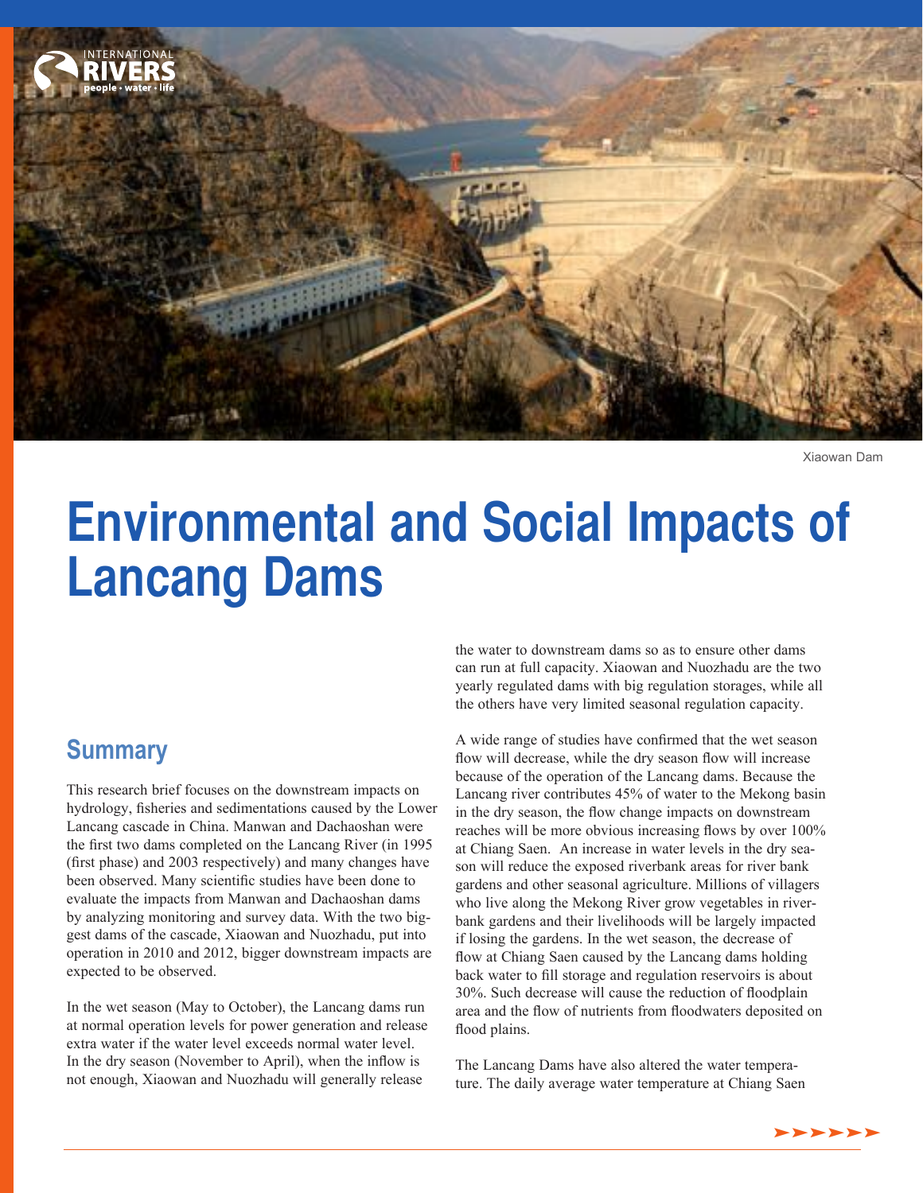Xiaowan Dam

# Environmental and Social Impacts of Lancang Dams

## Summary

This research brief focuses on the downstream impacts on hydrology, fisheries and sedimentations caused by the Lower Lancang cascade in China. Manwan and Dachaoshan were the first two dams completed on the Lancang River (in 1995 (first phase) and 2003 respectively) and many changes have been observed. Many scientific studies have been done to evaluate the impacts from Manwan and Dachaoshan dams by analyzing monitoring and survey data. With the two biggest dams of the cascade, Xiaowan and Nuozhadu, put into operation in 2010 and 2012, bigger downstream impacts are expected to be observed.

In the wet season (May to October), the Lancang dams run at normal operation levels for power generation and release extra water if the water level exceeds normal water level. In the dry season (November to April), when the inflow is not enough, Xiaowan and Nuozhadu will generally release the water to downstream dams so as to ensure other dams can run at full capacity. Xiaowan and Nuozhadu are the two yearly regulated dams with big regulation storages, while all the others have very limited seasonal regulation capacity.

A wide range of studies have confirmed that the wet season flow will decrease, while the dry season flow will increase because of the operation of the Lancang dams. Because the Lancang river contributes 45% of water to the Mekong basin in the dry season, the flow change impacts on downstream reaches will be more obvious increasing flows by over 100% at Chiang Saen. An increase in water levels in the dry season will reduce the exposed riverbank areas for river bank gardens and other seasonal agriculture. Millions of villagers who live along the Mekong River grow vegetables in riverbank gardens and their livelihoods will be largely impacted if losing the gardens. In the wet season, the decrease of flow at Chiang Saen caused by the Lancang dams holding back water to fill storage and regulation reservoirs is about 30%. Such decrease will cause the reduction of floodplain area and the flow of nutrients from floodwaters deposited on flood plains.

The Lancang Dams have also altered the water temperature. The daily average water temperature at Chiang Saen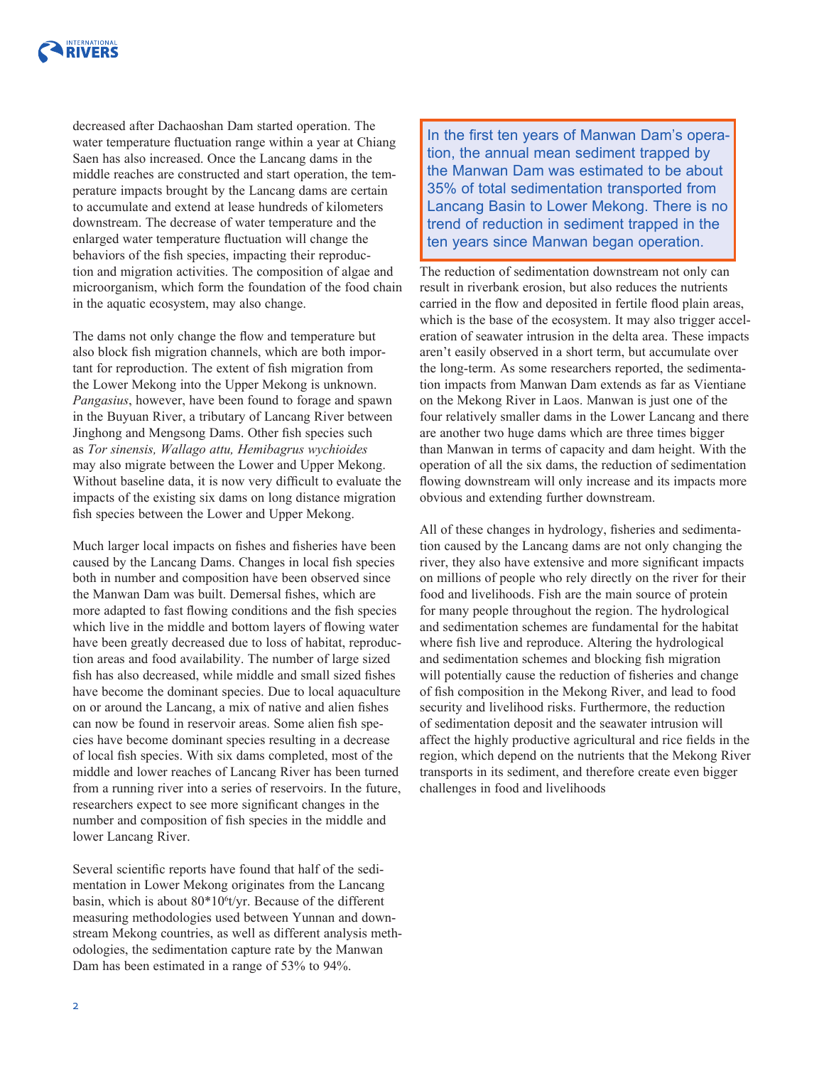decreased after Dachaoshan Dam started operation. The water temperature fluctuation range within a year at Chiang Saen has also increased. Once the Lancang dams in the middle reaches are constructed and start operation, the temperature impacts brought by the Lancang dams are certain to accumulate and extend at lease hundreds of kilometers downstream. The decrease of water temperature and the enlarged water temperature fluctuation will change the behaviors of the fish species, impacting their reproduction and migration activities. The composition of algae and microorganism, which form the foundation of the food chain in the aquatic ecosystem, may also change.

The dams not only change the flow and temperature but also block fish migration channels, which are both important for reproduction. The extent of fish migration from the Lower Mekong into the Upper Mekong is unknown. *Pangasius*, however, have been found to forage and spawn in the Buyuan River, a tributary of Lancang River between Jinghong and Mengsong Dams. Other fish species such as *Tor sinensis, Wallago attu, Hemibagrus wychioides* may also migrate between the Lower and Upper Mekong. Without baseline data, it is now very difficult to evaluate the impacts of the existing six dams on long distance migration fish species between the Lower and Upper Mekong.

Much larger local impacts on fishes and fisheries have been caused by the Lancang Dams. Changes in local fish species both in number and composition have been observed since the Manwan Dam was built. Demersal fishes, which are more adapted to fast flowing conditions and the fish species which live in the middle and bottom layers of flowing water have been greatly decreased due to loss of habitat, reproduction areas and food availability. The number of large sized fish has also decreased, while middle and small sized fishes have become the dominant species. Due to local aquaculture on or around the Lancang, a mix of native and alien fishes can now be found in reservoir areas. Some alien fish species have become dominant species resulting in a decrease of local fish species. With six dams completed, most of the middle and lower reaches of Lancang River has been turned from a running river into a series of reservoirs. In the future, researchers expect to see more significant changes in the number and composition of fish species in the middle and lower Lancang River.

Several scientific reports have found that half of the sedimentation in Lower Mekong originates from the Lancang basin, which is about $80*10^6$t/yr. Because of the different measuring methodologies used between Yunnan and downstream Mekong countries, as well as different analysis methodologies, the sedimentation capture rate by the Manwan Dam has been estimated in a range of 53% to 94%.

> In the first ten years of Manwan Dam's operation, the annual mean sediment trapped by the Manwan Dam was estimated to be about 35% of total sedimentation transported from Lancang Basin to Lower Mekong. There is no trend of reduction in sediment trapped in the ten years since Manwan began operation.

The reduction of sedimentation downstream not only can result in riverbank erosion, but also reduces the nutrients carried in the flow and deposited in fertile flood plain areas, which is the base of the ecosystem. It may also trigger acceleration of seawater intrusion in the delta area. These impacts aren't easily observed in a short term, but accumulate over the long-term. As some researchers reported, the sedimentation impacts from Manwan Dam extends as far as Vientiane on the Mekong River in Laos. Manwan is just one of the four relatively smaller dams in the Lower Lancang and there are another two huge dams which are three times bigger than Manwan in terms of capacity and dam height. With the operation of all the six dams, the reduction of sedimentation flowing downstream will only increase and its impacts more obvious and extending further downstream.

All of these changes in hydrology, fisheries and sedimentation caused by the Lancang dams are not only changing the river, they also have extensive and more significant impacts on millions of people who rely directly on the river for their food and livelihoods. Fish are the main source of protein for many people throughout the region. The hydrological and sedimentation schemes are fundamental for the habitat where fish live and reproduce. Altering the hydrological and sedimentation schemes and blocking fish migration will potentially cause the reduction of fisheries and change of fish composition in the Mekong River, and lead to food security and livelihood risks. Furthermore, the reduction of sedimentation deposit and the seawater intrusion will affect the highly productive agricultural and rice fields in the region, which depend on the nutrients that the Mekong River transports in its sediment, and therefore create even bigger challenges in food and livelihoods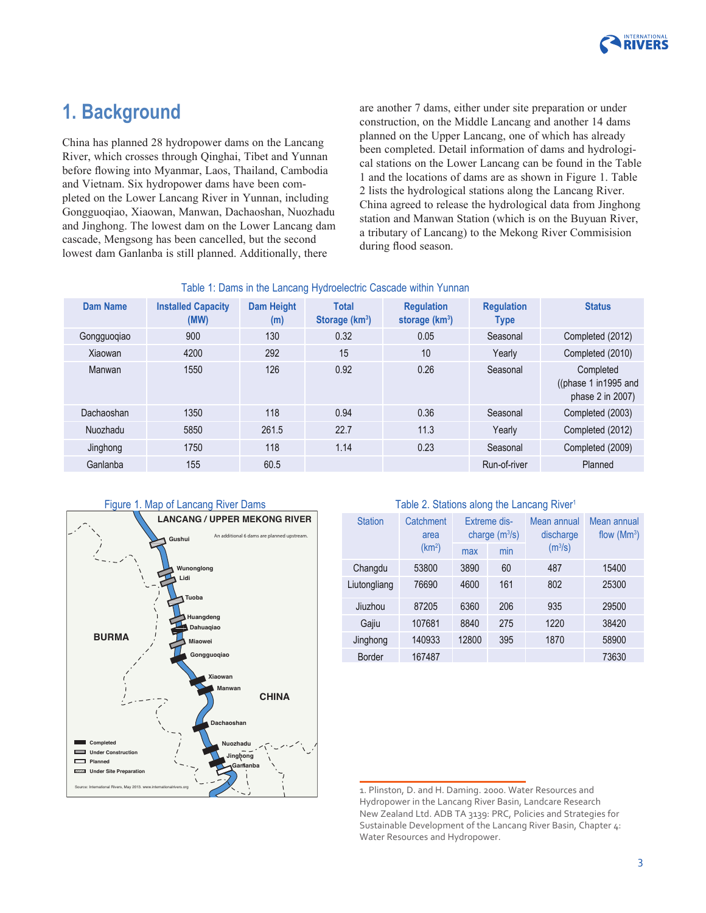# 1. Background

China has planned 28 hydropower dams on the Lancang River, which crosses through Qinghai, Tibet and Yunnan before flowing into Myanmar, Laos, Thailand, Cambodia and Vietnam. Six hydropower dams have been completed on the Lower Lancang River in Yunnan, including Gongguoqiao, Xiaowan, Manwan, Dachaoshan, Nuozhadu and Jinghong. The lowest dam on the Lower Lancang dam cascade, Mengsong has been cancelled, but the second lowest dam Ganlanba is still planned. Additionally, there are another 7 dams, either under site preparation or under construction, on the Middle Lancang and another 14 dams planned on the Upper Lancang, one of which has already been completed. Detail information of dams and hydrological stations on the Lower Lancang can be found in the Table 1 and the locations of dams are as shown in Figure 1. Table 2 lists the hydrological stations along the Lancang River. China agreed to release the hydrological data from Jinghong station and Manwan Station (which is on the Buyuan River, a tributary of Lancang) to the Mekong River Commision during flood season.

Table 1: Dams in the Lancang Hydroelectric Cascade within Yunnan

| Dam Name | Installed Capacity (MW) | Dam Height (m) | Total Storage (km$^3$) | Regulation storage (km$^3$) | Regulation Type | Status |
|---|---|---|---|---|---|---|
| Gongguoqiao | 900 | 130 | 0.32 | 0.05 | Seasonal | Completed (2012) |
| Xiaowan | 4200 | 292 | 15 | 10 | Yearly | Completed (2010) |
| Manwan | 1550 | 126 | 0.92 | 0.26 | Seasonal | Completed ((phase 1 in1995 and phase 2 in 2007) |
| Dachaoshan | 1350 | 118 | 0.94 | 0.36 | Seasonal | Completed (2003) |
| Nuozhadu | 5850 | 261.5 | 22.7 | 11.3 | Yearly | Completed (2012) |
| Jinghong | 1750 | 118 | 1.14 | 0.23 | Seasonal | Completed (2009) |
| Ganlanba | 155 | 60.5 | | | Run-of-river | Planned |

Figure 1. Map of Lancang River Dams

Table 2. Stations along the Lancang River[1]

| Station | Catchment area (km$^2$) | Extreme discharge (m$^3$/s) | | Mean annual discharge (m$^3$/s) | Mean annual flow (Mm$^3$) |
|---|---|---|---|---|---|
| | | max | min | | |
| Changdu | 53800 | 3890 | 60 | 487 | 15400 |
| Liutongliang | 76690 | 4600 | 161 | 802 | 25300 |
| Jiuzhou | 87205 | 6360 | 206 | 935 | 29500 |
| Gajiu | 107681 | 8840 | 275 | 1220 | 38420 |
| Jinghong | 140933 | 12800 | 395 | 1870 | 58900 |
| Border | 167487 | | | | 73630 |

1. Plinston, D. and H. Daming. 2000. Water Resources and Hydropower in the Lancang River Basin, Landcare Research New Zealand Ltd. ADB TA 3139: PRC, Policies and Strategies for Sustainable Development of the Lancang River Basin, Chapter 4: Water Resources and Hydropower.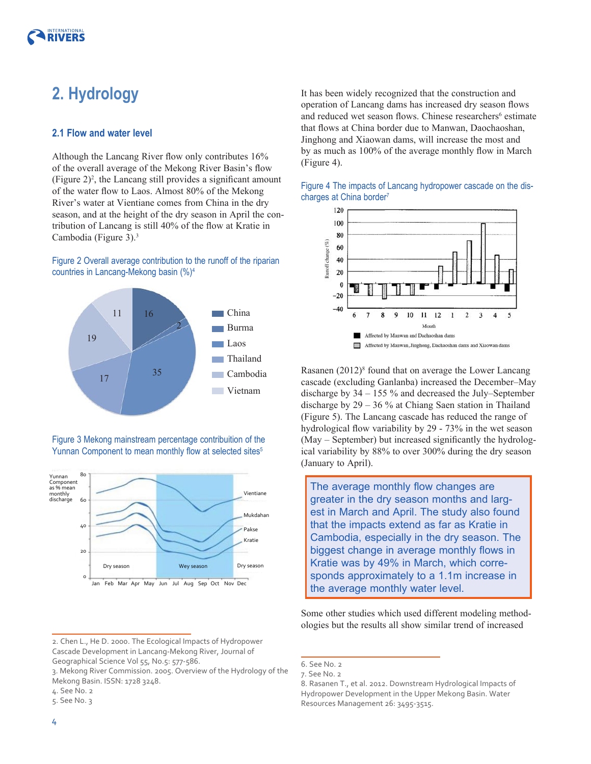# 2. Hydrology

## 2.1 Flow and water level

Although the Lancang River flow only contributes 16% of the overall average of the Mekong River Basin's flow (Figure 2)[2], the Lancang still provides a significant amount of the water flow to Laos. Almost 80% of the Mekong River's water at Vientiane comes from China in the dry season, and at the height of the dry season in April the contribution of Lancang is still 40% of the flow at Kratie in Cambodia (Figure 3).[3]

Figure 2 Overall average contribution to the runoff of the riparian countries in Lancang-Mekong basin (%)[4]

Figure 3 Mekong mainstream percentage contribution of the Yunnan Component to mean monthly flow at selected sites[5]

It has been widely recognized that the construction and operation of Lancang dams has increased dry season flows and reduced wet season flows. Chinese researchers[6] estimate that flows at China border due to Manwan, Daochaoshan, Jinghong and Xiaowan dams, will increase the most and by as much as 100% of the average monthly flow in March (Figure 4).

Figure 4 The impacts of Lancang hydropower cascade on the discharges at China border[7]

Rasanen (2012)[8] found that on average the Lower Lancang cascade (excluding Ganlanba) increased the December–May discharge by 34 – 155 % and decreased the July–September discharge by 29 – 36 % at Chiang Saen station in Thailand (Figure 5). The Lancang cascade has reduced the range of hydrological flow variability by 29 - 73% in the wet season (May – September) but increased significantly the hydrological variability by 88% to over 300% during the dry season (January to April).

> The average monthly flow changes are greater in the dry season months and largest in March and April. The study also found that the impacts extend as far as Kratie in Cambodia, especially in the dry season. The biggest change in average monthly flows in Kratie was by 49% in March, which corresponds approximately to a 1.1m increase in the average monthly water level.

Some other studies which used different modeling methodologies but the results all show similar trend of increased

---

2. Chen L., He D. 2000. The Ecological Impacts of Hydropower Cascade Development in Lancang-Mekong River, Journal of Geographical Science Vol 55, No.5: 577-586.
3. Mekong River Commission. 2005. Overview of the Hydrology of the Mekong Basin. ISSN: 1728 3248.
4. See No. 2
5. See No. 3
6. See No. 2
7. See No. 2
8. Rasanen T., et al. 2012. Downstream Hydrological Impacts of Hydropower Development in the Upper Mekong Basin. Water Resources Management 26: 3495-3515.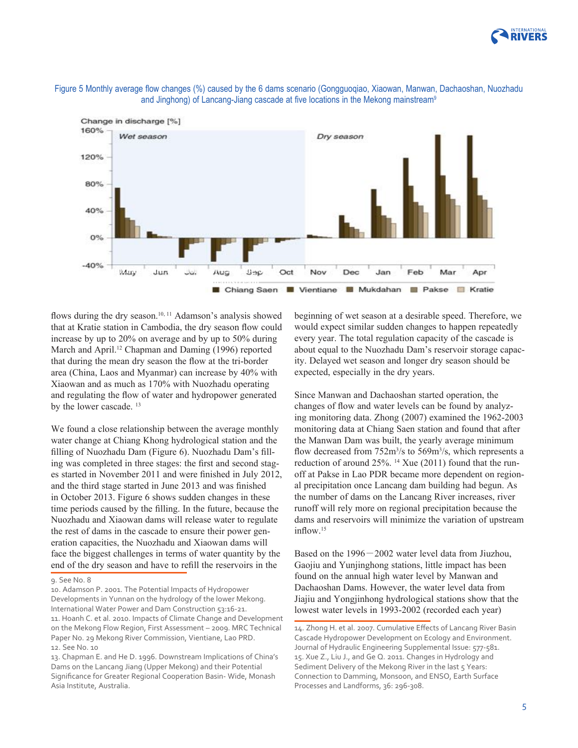Figure 5 Monthly average flow changes (%) caused by the 6 dams scenario (Gongguoqiao, Xiaowan, Manwan, Dachaoshan, Nuozhadu and Jinghong) of Lancang-Jiang cascade at five locations in the Mekong mainstream[9]

flows during the dry season.[10, 11] Adamson's analysis showed that at Kratie station in Cambodia, the dry season flow could increase by up to 20% on average and by up to 50% during March and April.[12] Chapman and Daming (1996) reported that during the mean dry season the flow at the tri-border area (China, Laos and Myanmar) can increase by 40% with Xiaowan and as much as 170% with Nuozhadu operating and regulating the flow of water and hydropower generated by the lower cascade. [13]

We found a close relationship between the average monthly water change at Chiang Khong hydrological station and the filling of Nuozhadu Dam (Figure 6). Nuozhadu Dam's filling was completed in three stages: the first and second stages started in November 2011 and were finished in July 2012, and the third stage started in June 2013 and was finished in October 2013. Figure 6 shows sudden changes in these time periods caused by the filling. In the future, because the Nuozhadu and Xiaowan dams will release water to regulate the rest of dams in the cascade to ensure their power generation capacities, the Nuozhadu and Xiaowan dams will face the biggest challenges in terms of water quantity by the end of the dry season and have to refill the reservoirs in the beginning of wet season at a desirable speed. Therefore, we would expect similar sudden changes to happen repeatedly every year. The total regulation capacity of the cascade is about equal to the Nuozhadu Dam's reservoir storage capacity. Delayed wet season and longer dry season should be expected, especially in the dry years.

Since Manwan and Dachaoshan started operation, the changes of flow and water levels can be found by analyzing monitoring data. Zhong (2007) examined the 1962-2003 monitoring data at Chiang Saen station and found that after the Manwan Dam was built, the yearly average minimum flow decreased from 752m$^3$/s to 569m$^3$/s, which represents a reduction of around 25%. [14] Xue (2011) found that the runoff at Pakse in Lao PDR became more dependent on regional precipitation once Lancang dam building had begun. As the number of dams on the Lancang River increases, river runoff will rely more on regional precipitation because the dams and reservoirs will minimize the variation of upstream inflow.[15]

Based on the 1996－2002 water level data from Jiuzhou, Gaojiu and Yunjinghong stations, little impact has been found on the annual high water level by Manwan and Dachaoshan Dams. However, the water level data from Jiajiu and Yongjinhong hydrological stations show that the lowest water levels in 1993-2002 (recorded each year)

---

9. See No. 8

10. Adamson P. 2001. The Potential Impacts of Hydropower Developments in Yunnan on the hydrology of the lower Mekong. International Water Power and Dam Construction 53:16-21.

11. Hoanh C. et al. 2010. Impacts of Climate Change and Development on the Mekong Flow Region, First Assessment – 2009. MRC Technical Paper No. 29 Mekong River Commission, Vientiane, Lao PRD.

12. See No. 10

13. Chapman E. and He D. 1996. Downstream Implications of China's Dams on the Lancang Jiang (Upper Mekong) and their Potential Significance for Greater Regional Cooperation Basin- Wide, Monash Asia Institute, Australia.

14. Zhong H. et al. 2007. Cumulative Effects of Lancang River Basin Cascade Hydropower Development on Ecology and Environment. Journal of Hydraulic Engineering Supplemental Issue: 577-581.

15. Xue Z., Liu J., and Ge Q. 2011. Changes in Hydrology and Sediment Delivery of the Mekong River in the last 5 Years: Connection to Damming, Monsoon, and ENSO, Earth Surface Processes and Landforms, 36: 296-308.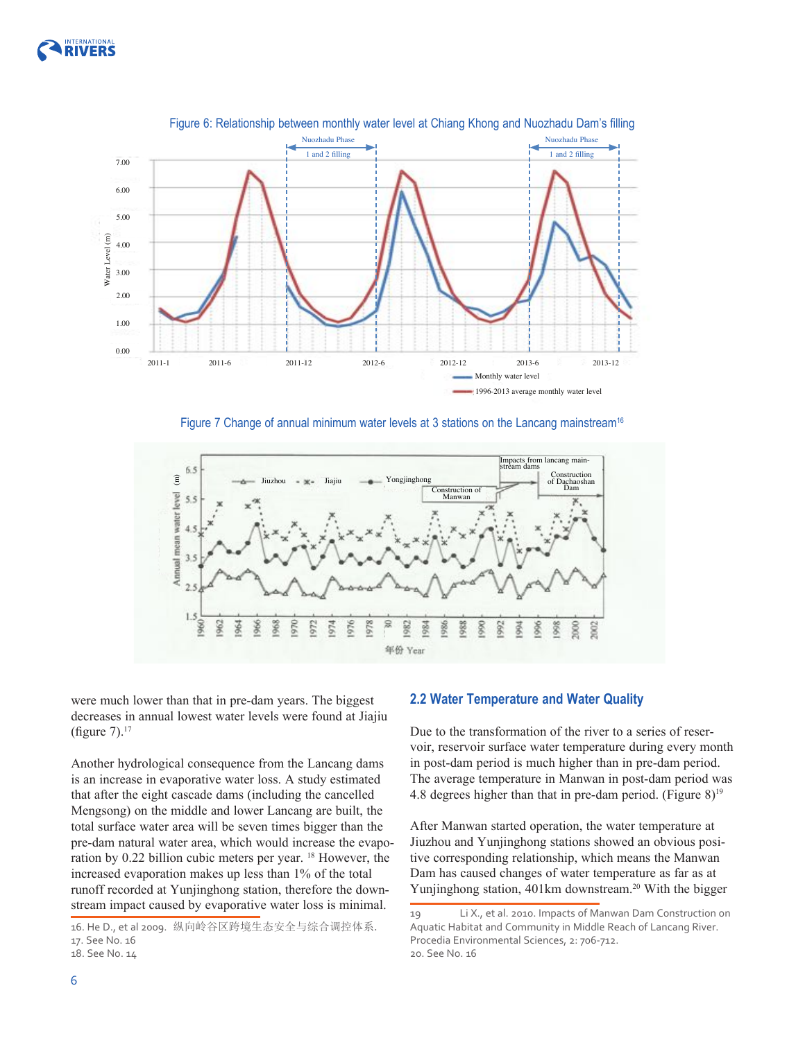Figure 6: Relationship between monthly water level at Chiang Khong and Nuozhadu Dam's filling

Figure 7 Change of annual minimum water levels at 3 stations on the Lancang mainstream[16]

were much lower than that in pre-dam years. The biggest decreases in annual lowest water levels were found at Jiajiu (figure 7).[17]

Another hydrological consequence from the Lancang dams is an increase in evaporative water loss. A study estimated that after the eight cascade dams (including the cancelled Mengsong) on the middle and lower Lancang are built, the total surface water area will be seven times bigger than the pre-dam natural water area, which would increase the evaporation by 0.22 billion cubic meters per year. [18] However, the increased evaporation makes up less than 1% of the total runoff recorded at Yunjinghong station, therefore the downstream impact caused by evaporative water loss is minimal.

## 2.2 Water Temperature and Water Quality

Due to the transformation of the river to a series of reservoir, reservoir surface water temperature during every month in post-dam period is much higher than in pre-dam period. The average temperature in Manwan in post-dam period was 4.8 degrees higher than that in pre-dam period. (Figure 8)[19]

After Manwan started operation, the water temperature at Jiuzhou and Yunjinghong stations showed an obvious positive corresponding relationship, which means the Manwan Dam has caused changes of water temperature as far as at Yunjinghong station, 401km downstream.[20] With the bigger

16. He D., et al 2009. 纵向岭谷区跨境生态安全与综合调控体系.

17. See No. 16

18. See No. 14

19 Li X., et al. 2010. Impacts of Manwan Dam Construction on Aquatic Habitat and Community in Middle Reach of Lancang River. Procedia Environmental Sciences, 2: 706-712.

20. See No. 16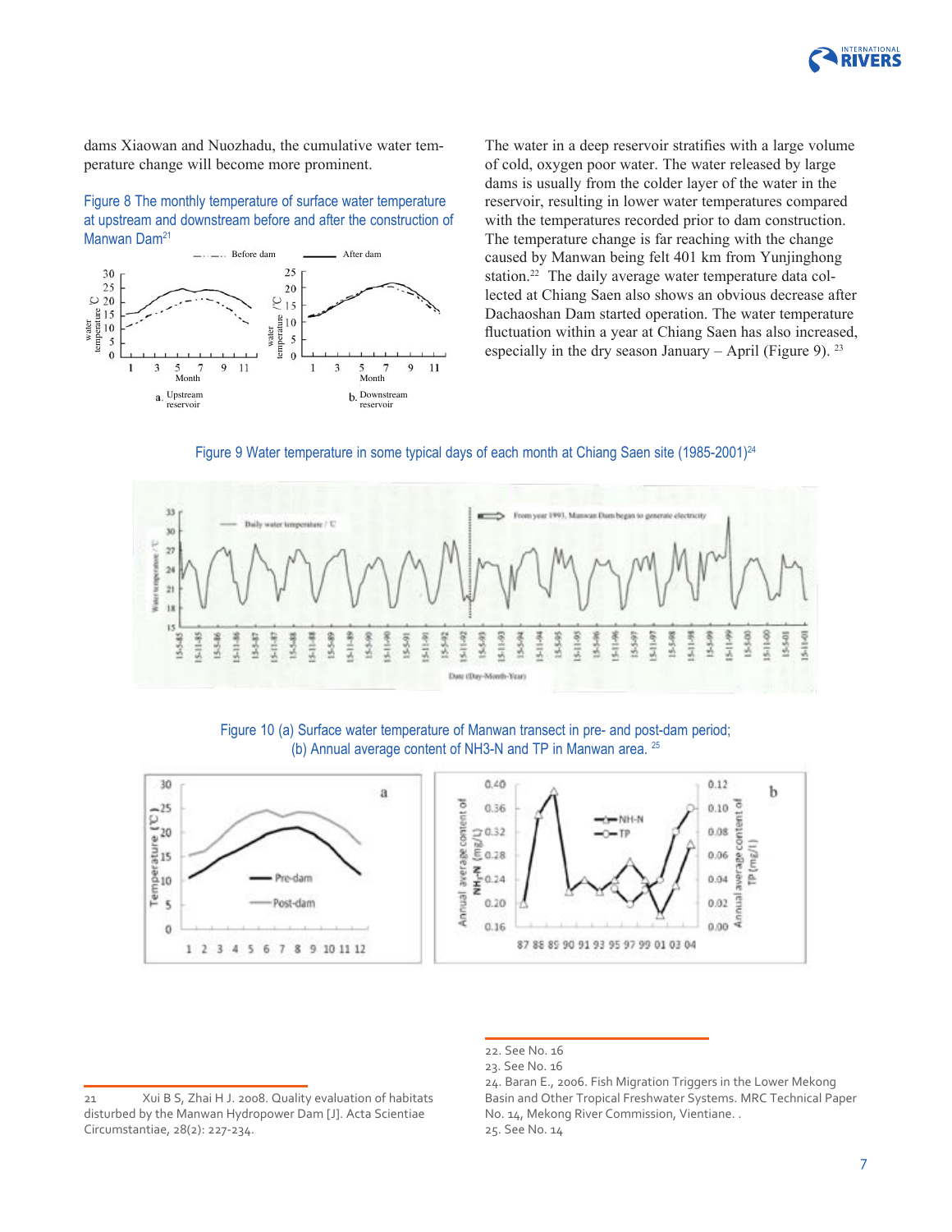dams Xiaowan and Nuozhadu, the cumulative water temperature change will become more prominent.

Figure 8 The monthly temperature of surface water temperature at upstream and downstream before and after the construction of Manwan Dam[21]

The water in a deep reservoir stratifies with a large volume of cold, oxygen poor water. The water released by large dams is usually from the colder layer of the water in the reservoir, resulting in lower water temperatures compared with the temperatures recorded prior to dam construction. The temperature change is far reaching with the change caused by Manwan being felt 401 km from Yunjinghong station.[22] The daily average water temperature data collected at Chiang Saen also shows an obvious decrease after Dachaoshan Dam started operation. The water temperature fluctuation within a year at Chiang Saen has also increased, especially in the dry season January – April (Figure 9).[23]

Figure 9 Water temperature in some typical days of each month at Chiang Saen site (1985-2001)[24]

Figure 10 (a) Surface water temperature of Manwan transect in pre- and post-dam period; (b) Annual average content of NH3-N and TP in Manwan area. [25]

---

21 Xui B S, Zhai H J. 2008. Quality evaluation of habitats disturbed by the Manwan Hydropower Dam [J]. Acta Scientiae Circumstantiae, 28(2): 227-234.

22. See No. 16

23. See No. 16

24. Baran E., 2006. Fish Migration Triggers in the Lower Mekong Basin and Other Tropical Freshwater Systems. MRC Technical Paper No. 14, Mekong River Commission, Vientiane. .

25. See No. 14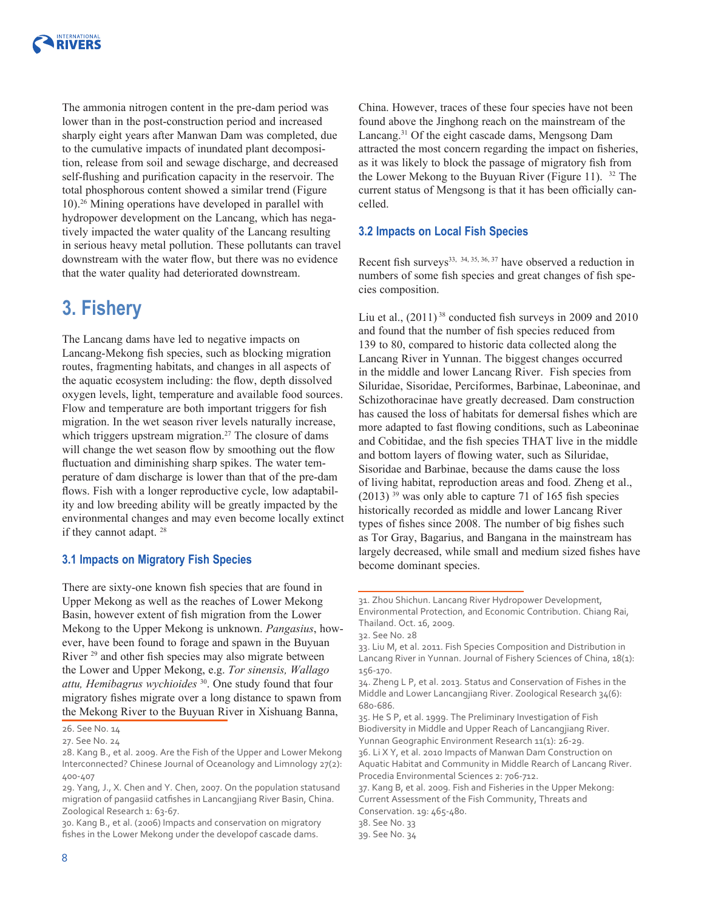The ammonia nitrogen content in the pre-dam period was lower than in the post-construction period and increased sharply eight years after Manwan Dam was completed, due to the cumulative impacts of inundated plant decomposition, release from soil and sewage discharge, and decreased self-flushing and purification capacity in the reservoir. The total phosphorous content showed a similar trend (Figure 10).[26] Mining operations have developed in parallel with hydropower development on the Lancang, which has negatively impacted the water quality of the Lancang resulting in serious heavy metal pollution. These pollutants can travel downstream with the water flow, but there was no evidence that the water quality had deteriorated downstream.

# 3. Fishery

The Lancang dams have led to negative impacts on Lancang-Mekong fish species, such as blocking migration routes, fragmenting habitats, and changes in all aspects of the aquatic ecosystem including: the flow, depth dissolved oxygen levels, light, temperature and available food sources. Flow and temperature are both important triggers for fish migration. In the wet season river levels naturally increase, which triggers upstream migration.[27] The closure of dams will change the wet season flow by smoothing out the flow fluctuation and diminishing sharp spikes. The water temperature of dam discharge is lower than that of the pre-dam flows. Fish with a longer reproductive cycle, low adaptability and low breeding ability will be greatly impacted by the environmental changes and may even become locally extinct if they cannot adapt. [28]

### 3.1 Impacts on Migratory Fish Species

There are sixty-one known fish species that are found in Upper Mekong as well as the reaches of Lower Mekong Basin, however extent of fish migration from the Lower Mekong to the Upper Mekong is unknown. *Pangasius*, however, have been found to forage and spawn in the Buyuan River [29] and other fish species may also migrate between the Lower and Upper Mekong, e.g. *Tor sinensis, Wallago attu, Hemibagrus wychioides* [30]. One study found that four migratory fishes migrate over a long distance to spawn from the Mekong River to the Buyuan River in Xishuang Banna, China. However, traces of these four species have not been found above the Jinghong reach on the mainstream of the Lancang.[31] Of the eight cascade dams, Mengsong Dam attracted the most concern regarding the impact on fisheries, as it was likely to block the passage of migratory fish from the Lower Mekong to the Buyuan River (Figure 11). [32] The current status of Mengsong is that it has been officially cancelled.

### 3.2 Impacts on Local Fish Species

Recent fish surveys[33, 34, 35, 36, 37] have observed a reduction in numbers of some fish species and great changes of fish species composition.

Liu et al., (2011) [38] conducted fish surveys in 2009 and 2010 and found that the number of fish species reduced from 139 to 80, compared to historic data collected along the Lancang River in Yunnan. The biggest changes occurred in the middle and lower Lancang River. Fish species from Siluridae, Sisoridae, Perciformes, Barbinae, Labeoninae, and Schizothoracinae have greatly decreased. Dam construction has caused the loss of habitats for demersal fishes which are more adapted to fast flowing conditions, such as Labeoninae and Cobitidae, and the fish species THAT live in the middle and bottom layers of flowing water, such as Siluridae, Sisoridae and Barbinae, because the dams cause the loss of living habitat, reproduction areas and food. Zheng et al., (2013) [39] was only able to capture 71 of 165 fish species historically recorded as middle and lower Lancang River types of fishes since 2008. The number of big fishes such as Tor Gray, Bagarius, and Bangana in the mainstream has largely decreased, while small and medium sized fishes have become dominant species.

---

26. See No. 14
27. See No. 24
28. Kang B., et al. 2009. Are the Fish of the Upper and Lower Mekong Interconnected? Chinese Journal of Oceanology and Limnology 27(2): 400-407
29. Yang, J., X. Chen and Y. Chen, 2007. On the population statusand migration of pangasiid catfishes in Lancangjiang River Basin, China. Zoological Research 1: 63-67.
30. Kang B., et al. (2006) Impacts and conservation on migratory fishes in the Lower Mekong under the developof cascade dams.
31. Zhou Shichun. Lancang River Hydropower Development, Environmental Protection, and Economic Contribution. Chiang Rai, Thailand. Oct. 16, 2009.
32. See No. 28
33. Liu M, et al. 2011. Fish Species Composition and Distribution in Lancang River in Yunnan. Journal of Fishery Sciences of China, 18(1): 156-170.
34. Zheng L P, et al. 2013. Status and Conservation of Fishes in the Middle and Lower Lancangjiang River. Zoological Research 34(6): 680-686.
35. He S P, et al. 1999. The Preliminary Investigation of Fish Biodiversity in Middle and Upper Reach of Lancangjiang River. Yunnan Geographic Environment Research 11(1): 26-29.
36. Li X Y, et al. 2010 Impacts of Manwan Dam Construction on Aquatic Habitat and Community in Middle Rearch of Lancang River. Procedia Environmental Sciences 2: 706-712.
37. Kang B, et al. 2009. Fish and Fisheries in the Upper Mekong: Current Assessment of the Fish Community, Threats and Conservation. 19: 465-480.
38. See No. 33
39. See No. 34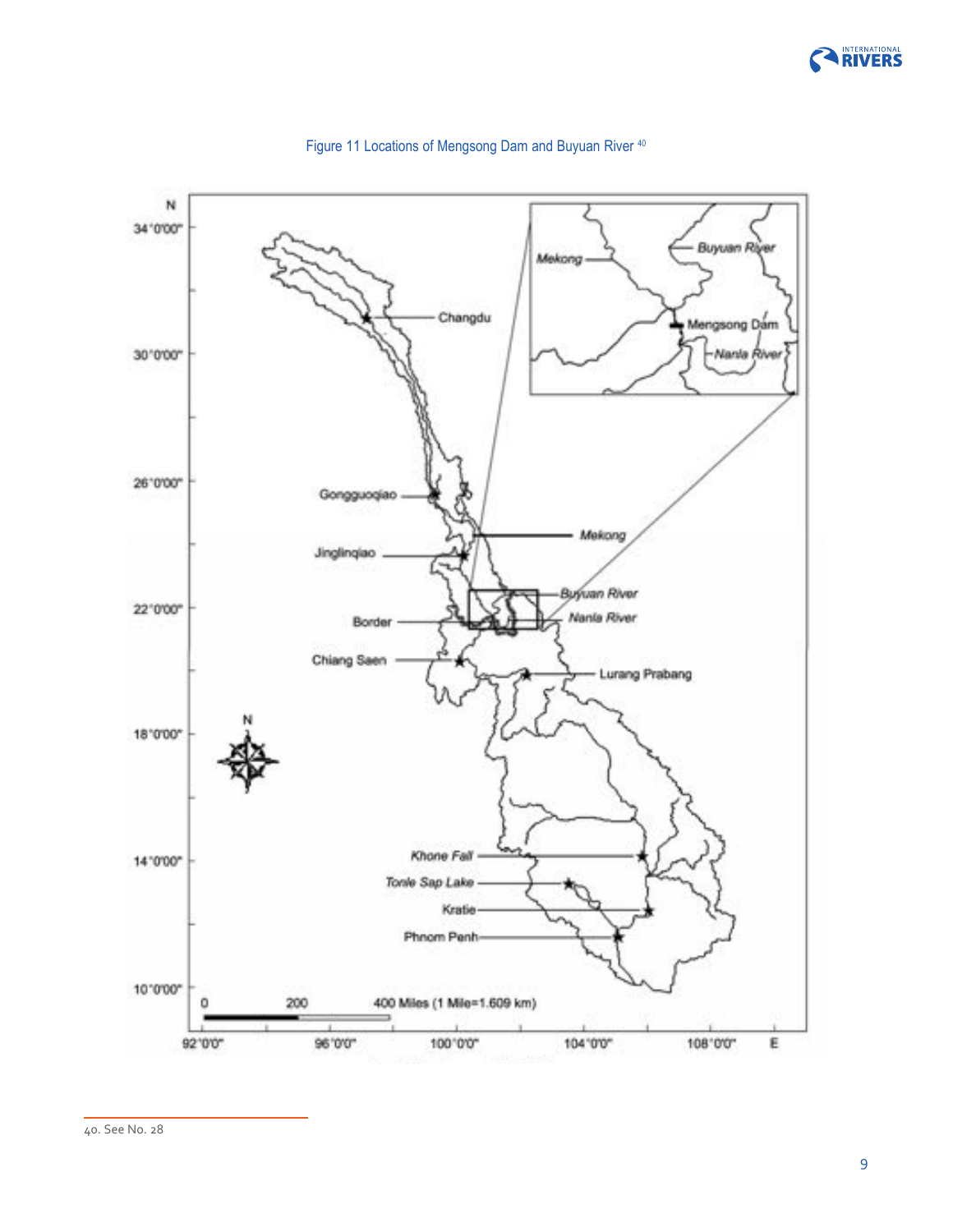Figure 11 Locations of Mengsong Dam and Buyuan River [40]

40. See No. 28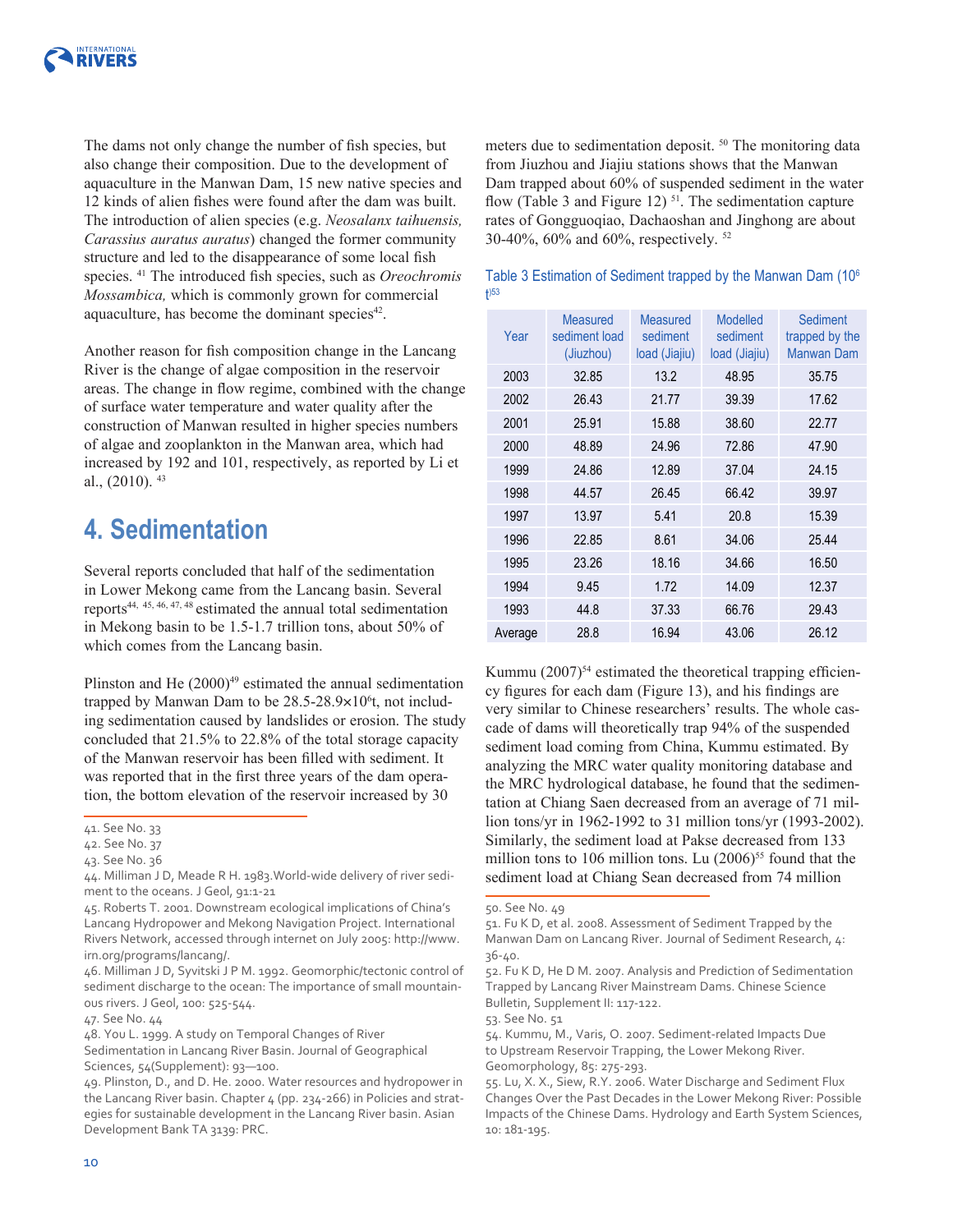The dams not only change the number of fish species, but also change their composition. Due to the development of aquaculture in the Manwan Dam, 15 new native species and 12 kinds of alien fishes were found after the dam was built. The introduction of alien species (e.g. *Neosalanx taihuensis, Carassius auratus auratus*) changed the former community structure and led to the disappearance of some local fish species. [41] The introduced fish species, such as *Oreochromis Mossambica,* which is commonly grown for commercial aquaculture, has become the dominant species[42].

Another reason for fish composition change in the Lancang River is the change of algae composition in the reservoir areas. The change in flow regime, combined with the change of surface water temperature and water quality after the construction of Manwan resulted in higher species numbers of algae and zooplankton in the Manwan area, which had increased by 192 and 101, respectively, as reported by Li et al., (2010). [43]

# 4. Sedimentation

Several reports concluded that half of the sedimentation in Lower Mekong came from the Lancang basin. Several reports[44, 45, 46, 47, 48] estimated the annual total sedimentation in Mekong basin to be 1.5-1.7 trillion tons, about 50% of which comes from the Lancang basin.

Plinston and He (2000)[49] estimated the annual sedimentation trapped by Manwan Dam to be 28.5-28.9×$10^6$t, not including sedimentation caused by landslides or erosion. The study concluded that 21.5% to 22.8% of the total storage capacity of the Manwan reservoir has been filled with sediment. It was reported that in the first three years of the dam operation, the bottom elevation of the reservoir increased by 30 meters due to sedimentation deposit. [50] The monitoring data from Jiuzhou and Jiajiu stations shows that the Manwan Dam trapped about 60% of suspended sediment in the water flow (Table 3 and Figure 12) [51]. The sedimentation capture rates of Gongguoqiao, Dachaoshan and Jinghong are about 30-40%, 60% and 60%, respectively. [52]

Table 3 Estimation of Sediment trapped by the Manwan Dam ($10^6$ t)[53]

| Year | Measured sediment load (Jiuzhou) | Measured sediment load (Jiajiu) | Modelled sediment load (Jiajiu) | Sediment trapped by the Manwan Dam |
|---|---|---|---|---|
| 2003 | 32.85 | 13.2 | 48.95 | 35.75 |
| 2002 | 26.43 | 21.77 | 39.39 | 17.62 |
| 2001 | 25.91 | 15.88 | 38.60 | 22.77 |
| 2000 | 48.89 | 24.96 | 72.86 | 47.90 |
| 1999 | 24.86 | 12.89 | 37.04 | 24.15 |
| 1998 | 44.57 | 26.45 | 66.42 | 39.97 |
| 1997 | 13.97 | 5.41 | 20.8 | 15.39 |
| 1996 | 22.85 | 8.61 | 34.06 | 25.44 |
| 1995 | 23.26 | 18.16 | 34.66 | 16.50 |
| 1994 | 9.45 | 1.72 | 14.09 | 12.37 |
| 1993 | 44.8 | 37.33 | 66.76 | 29.43 |
| Average | 28.8 | 16.94 | 43.06 | 26.12 |

Kummu (2007)[54] estimated the theoretical trapping efficiency figures for each dam (Figure 13), and his findings are very similar to Chinese researchers' results. The whole cascade of dams will theoretically trap 94% of the suspended sediment load coming from China, Kummu estimated. By analyzing the MRC water quality monitoring database and the MRC hydrological database, he found that the sedimentation at Chiang Saen decreased from an average of 71 million tons/yr in 1962-1992 to 31 million tons/yr (1993-2002). Similarly, the sediment load at Pakse decreased from 133 million tons to 106 million tons. Lu (2006)[55] found that the sediment load at Chiang Sean decreased from 74 million

41. See No. 33
42. See No. 37
43. See No. 36
44. Milliman J D, Meade R H. 1983.World-wide delivery of river sediment to the oceans. J Geol, 91:1-21
45. Roberts T. 2001. Downstream ecological implications of China's Lancang Hydropower and Mekong Navigation Project. International Rivers Network, accessed through internet on July 2005: http://www.irn.org/programs/lancang/.
46. Milliman J D, Syvitski J P M. 1992. Geomorphic/tectonic control of sediment discharge to the ocean: The importance of small mountainous rivers. J Geol, 100: 525-544.
47. See No. 44
48. You L. 1999. A study on Temporal Changes of River Sedimentation in Lancang River Basin. Journal of Geographical Sciences, 54(Supplement): 93—100.
49. Plinston, D., and D. He. 2000. Water resources and hydropower in the Lancang River basin. Chapter 4 (pp. 234-266) in Policies and strategies for sustainable development in the Lancang River basin. Asian Development Bank TA 3139: PRC.
50. See No. 49
51. Fu K D, et al. 2008. Assessment of Sediment Trapped by the Manwan Dam on Lancang River. Journal of Sediment Research, 4: 36-40.
52. Fu K D, He D M. 2007. Analysis and Prediction of Sedimentation Trapped by Lancang River Mainstream Dams. Chinese Science Bulletin, Supplement II: 117-122.
53. See No. 51
54. Kummu, M., Varis, O. 2007. Sediment-related Impacts Due to Upstream Reservoir Trapping, the Lower Mekong River. Geomorphology, 85: 275-293.
55. Lu, X. X., Siew, R.Y. 2006. Water Discharge and Sediment Flux Changes Over the Past Decades in the Lower Mekong River: Possible Impacts of the Chinese Dams. Hydrology and Earth System Sciences, 10: 181-195.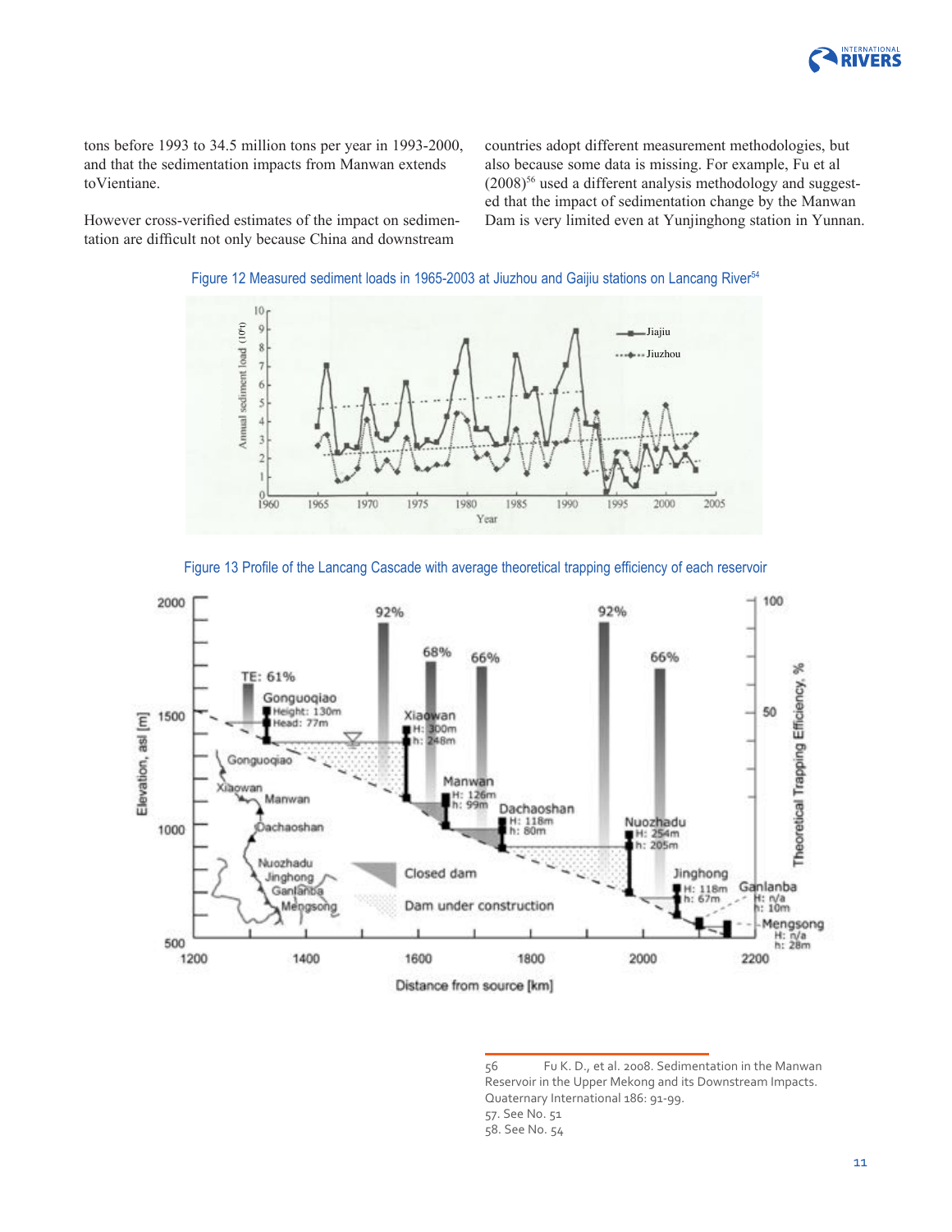tons before 1993 to 34.5 million tons per year in 1993-2000, and that the sedimentation impacts from Manwan extends toVientiane.

However cross-verified estimates of the impact on sedimentation are difficult not only because China and downstream countries adopt different measurement methodologies, but also because some data is missing. For example, Fu et al (2008)[56] used a different analysis methodology and suggested that the impact of sedimentation change by the Manwan Dam is very limited even at Yunjinghong station in Yunnan.

Figure 12 Measured sediment loads in 1965-2003 at Jiuzhou and Gaijiu stations on Lancang River[54]

Figure 13 Profile of the Lancang Cascade with average theoretical trapping efficiency of each reservoir

56 Fu K. D., et al. 2008. Sedimentation in the Manwan Reservoir in the Upper Mekong and its Downstream Impacts. Quaternary International 186: 91-99.

57. See No. 51

58. See No. 54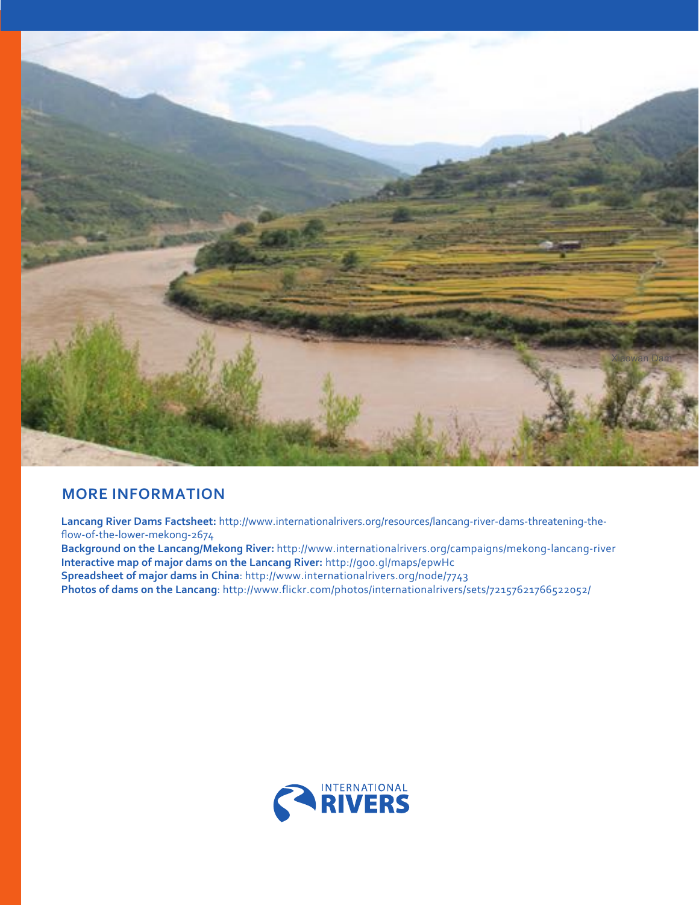Xiaowan Dam

## MORE INFORMATION

**Lancang River Dams Factsheet:** http://www.internationalrivers.org/resources/lancang-river-dams-threatening-the-flow-of-the-lower-mekong-2674
**Background on the Lancang/Mekong River:** http://www.internationalrivers.org/campaigns/mekong-lancang-river
**Interactive map of major dams on the Lancang River:** http://goo.gl/maps/epwHc
**Spreadsheet of major dams in China**: http://www.internationalrivers.org/node/7743
**Photos of dams on the Lancang**: http://www.flickr.com/photos/internationalrivers/sets/72157621766522052/

INTERNATIONAL RIVERS